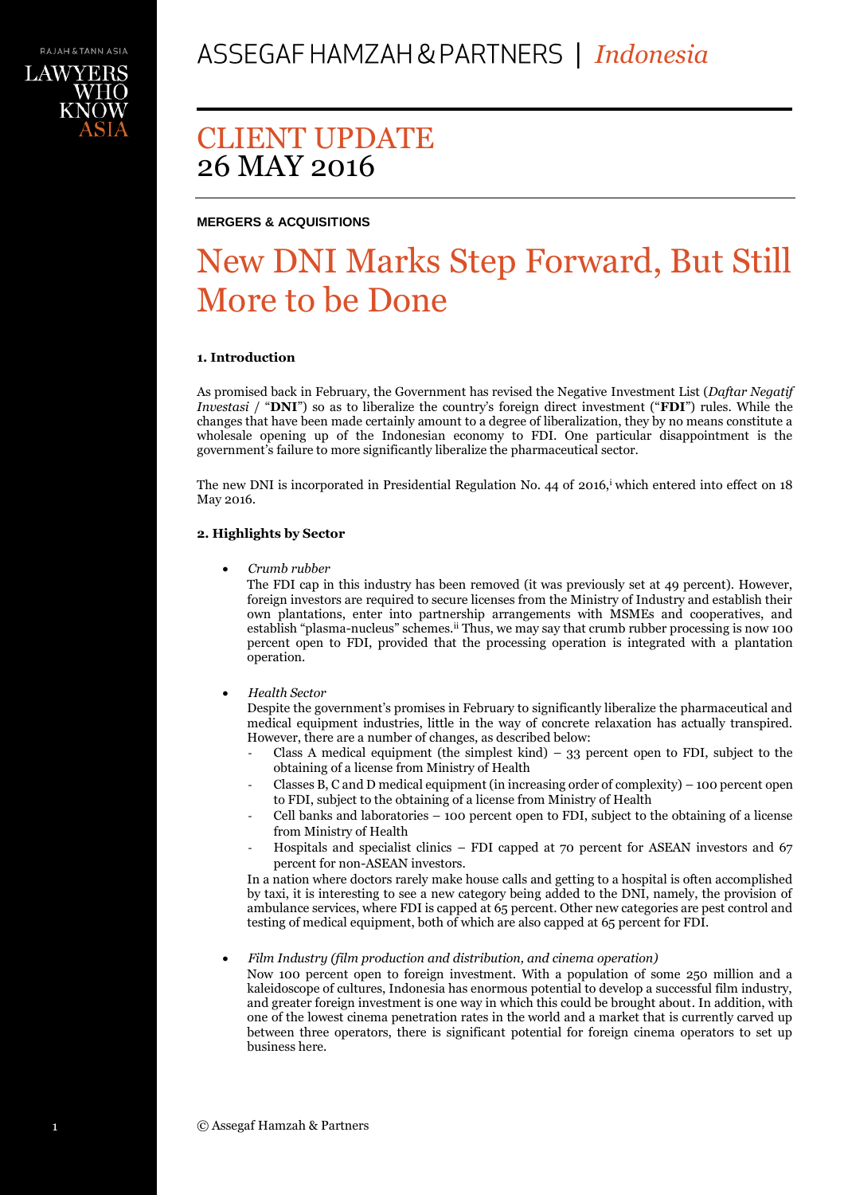# ASSEGAF HAMZAH & PARTNERS | *Indonesia*

## CLIENT UPDATE
## 26 MAY 2016

**MERGERS & ACQUISITIONS**

# New DNI Marks Step Forward, But Still More to be Done

**1. Introduction**

As promised back in February, the Government has revised the Negative Investment List (*Daftar Negatif Investasi* / "**DNI**") so as to liberalize the country's foreign direct investment ("**FDI**") rules. While the changes that have been made certainly amount to a degree of liberalization, they by no means constitute a wholesale opening up of the Indonesian economy to FDI. One particular disappointment is the government's failure to more significantly liberalize the pharmaceutical sector.

The new DNI is incorporated in Presidential Regulation No. 44 of 2016,[i] which entered into effect on 18 May 2016.

**2. Highlights by Sector**

- *Crumb rubber*
  The FDI cap in this industry has been removed (it was previously set at 49 percent). However, foreign investors are required to secure licenses from the Ministry of Industry and establish their own plantations, enter into partnership arrangements with MSMEs and cooperatives, and establish "plasma-nucleus" schemes.[ii] Thus, we may say that crumb rubber processing is now 100 percent open to FDI, provided that the processing operation is integrated with a plantation operation.

- *Health Sector*
  Despite the government's promises in February to significantly liberalize the pharmaceutical and medical equipment industries, little in the way of concrete relaxation has actually transpired. However, there are a number of changes, as described below:
  - Class A medical equipment (the simplest kind) – 33 percent open to FDI, subject to the obtaining of a license from Ministry of Health
  - Classes B, C and D medical equipment (in increasing order of complexity) – 100 percent open to FDI, subject to the obtaining of a license from Ministry of Health
  - Cell banks and laboratories – 100 percent open to FDI, subject to the obtaining of a license from Ministry of Health
  - Hospitals and specialist clinics – FDI capped at 70 percent for ASEAN investors and 67 percent for non-ASEAN investors.

  In a nation where doctors rarely make house calls and getting to a hospital is often accomplished by taxi, it is interesting to see a new category being added to the DNI, namely, the provision of ambulance services, where FDI is capped at 65 percent. Other new categories are pest control and testing of medical equipment, both of which are also capped at 65 percent for FDI.

- *Film Industry (film production and distribution, and cinema operation)*
  Now 100 percent open to foreign investment. With a population of some 250 million and a kaleidoscope of cultures, Indonesia has enormous potential to develop a successful film industry, and greater foreign investment is one way in which this could be brought about. In addition, with one of the lowest cinema penetration rates in the world and a market that is currently carved up between three operators, there is significant potential for foreign cinema operators to set up business here.

© Assegaf Hamzah & Partners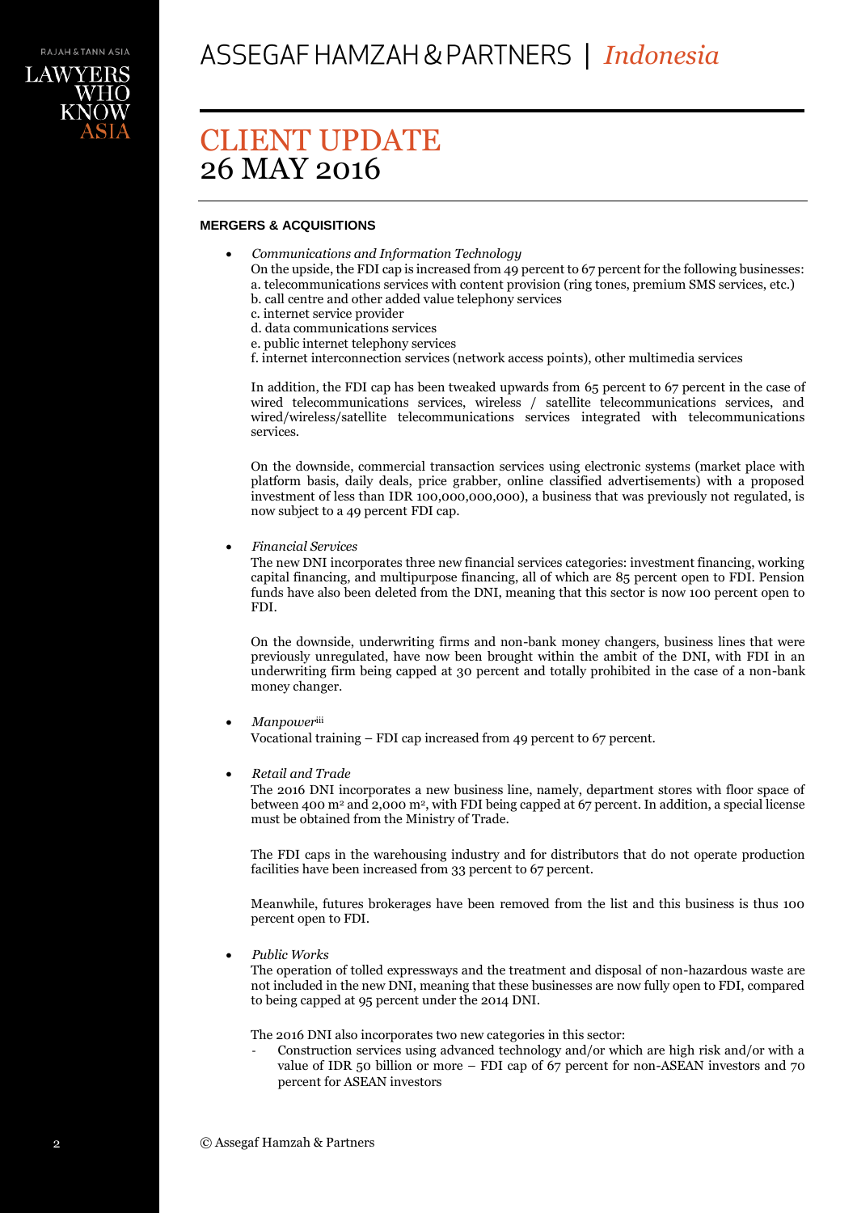# CLIENT UPDATE
# 26 MAY 2016

**MERGERS & ACQUISITIONS**

- *Communications and Information Technology*
  On the upside, the FDI cap is increased from 49 percent to 67 percent for the following businesses:
  a. telecommunications services with content provision (ring tones, premium SMS services, etc.)
  b. call centre and other added value telephony services
  c. internet service provider
  d. data communications services
  e. public internet telephony services
  f. internet interconnection services (network access points), other multimedia services

  In addition, the FDI cap has been tweaked upwards from 65 percent to 67 percent in the case of wired telecommunications services, wireless / satellite telecommunications services, and wired/wireless/satellite telecommunications services integrated with telecommunications services.

  On the downside, commercial transaction services using electronic systems (market place with platform basis, daily deals, price grabber, online classified advertisements) with a proposed investment of less than IDR 100,000,000,000), a business that was previously not regulated, is now subject to a 49 percent FDI cap.

- *Financial Services*
  The new DNI incorporates three new financial services categories: investment financing, working capital financing, and multipurpose financing, all of which are 85 percent open to FDI. Pension funds have also been deleted from the DNI, meaning that this sector is now 100 percent open to FDI.

  On the downside, underwriting firms and non-bank money changers, business lines that were previously unregulated, have now been brought within the ambit of the DNI, with FDI in an underwriting firm being capped at 30 percent and totally prohibited in the case of a non-bank money changer.

- *Manpower*[iii]
  Vocational training – FDI cap increased from 49 percent to 67 percent.

- *Retail and Trade*
  The 2016 DNI incorporates a new business line, namely, department stores with floor space of between 400 m$^2$ and 2,000 m$^2$, with FDI being capped at 67 percent. In addition, a special license must be obtained from the Ministry of Trade.

  The FDI caps in the warehousing industry and for distributors that do not operate production facilities have been increased from 33 percent to 67 percent.

  Meanwhile, futures brokerages have been removed from the list and this business is thus 100 percent open to FDI.

- *Public Works*
  The operation of tolled expressways and the treatment and disposal of non-hazardous waste are not included in the new DNI, meaning that these businesses are now fully open to FDI, compared to being capped at 95 percent under the 2014 DNI.

  The 2016 DNI also incorporates two new categories in this sector:
  - Construction services using advanced technology and/or which are high risk and/or with a value of IDR 50 billion or more – FDI cap of 67 percent for non-ASEAN investors and 70 percent for ASEAN investors

© Assegaf Hamzah & Partners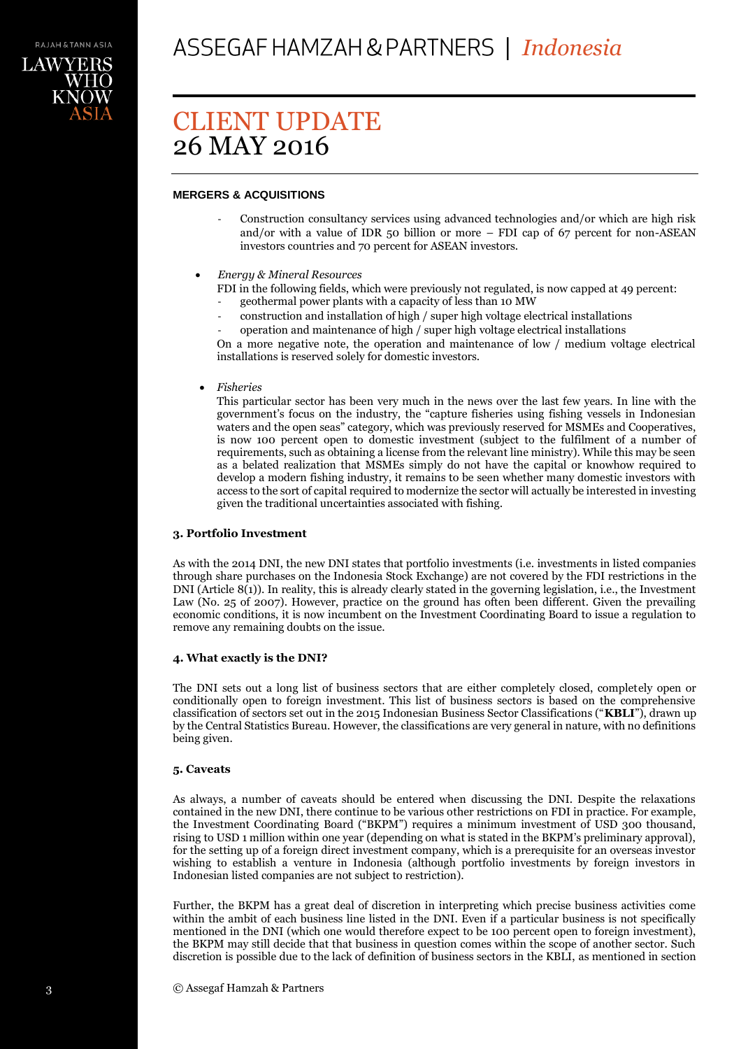**MERGERS & ACQUISITIONS**

- Construction consultancy services using advanced technologies and/or which are high risk and/or with a value of IDR 50 billion or more – FDI cap of 67 percent for non-ASEAN investors countries and 70 percent for ASEAN investors.

- *Energy & Mineral Resources*
  FDI in the following fields, which were previously not regulated, is now capped at 49 percent:
  - geothermal power plants with a capacity of less than 10 MW
  - construction and installation of high / super high voltage electrical installations
  - operation and maintenance of high / super high voltage electrical installations

  On a more negative note, the operation and maintenance of low / medium voltage electrical installations is reserved solely for domestic investors.

- *Fisheries*
  This particular sector has been very much in the news over the last few years. In line with the government's focus on the industry, the "capture fisheries using fishing vessels in Indonesian waters and the open seas" category, which was previously reserved for MSMEs and Cooperatives, is now 100 percent open to domestic investment (subject to the fulfilment of a number of requirements, such as obtaining a license from the relevant line ministry). While this may be seen as a belated realization that MSMEs simply do not have the capital or knowhow required to develop a modern fishing industry, it remains to be seen whether many domestic investors with access to the sort of capital required to modernize the sector will actually be interested in investing given the traditional uncertainties associated with fishing.

### 3. Portfolio Investment

As with the 2014 DNI, the new DNI states that portfolio investments (i.e. investments in listed companies through share purchases on the Indonesia Stock Exchange) are not covered by the FDI restrictions in the DNI (Article 8(1)). In reality, this is already clearly stated in the governing legislation, i.e., the Investment Law (No. 25 of 2007). However, practice on the ground has often been different. Given the prevailing economic conditions, it is now incumbent on the Investment Coordinating Board to issue a regulation to remove any remaining doubts on the issue.

### 4. What exactly is the DNI?

The DNI sets out a long list of business sectors that are either completely closed, completely open or conditionally open to foreign investment. This list of business sectors is based on the comprehensive classification of sectors set out in the 2015 Indonesian Business Sector Classifications ("**KBLI**"), drawn up by the Central Statistics Bureau. However, the classifications are very general in nature, with no definitions being given.

### 5. Caveats

As always, a number of caveats should be entered when discussing the DNI. Despite the relaxations contained in the new DNI, there continue to be various other restrictions on FDI in practice. For example, the Investment Coordinating Board ("BKPM") requires a minimum investment of USD 300 thousand, rising to USD 1 million within one year (depending on what is stated in the BKPM's preliminary approval), for the setting up of a foreign direct investment company, which is a prerequisite for an overseas investor wishing to establish a venture in Indonesia (although portfolio investments by foreign investors in Indonesian listed companies are not subject to restriction).

Further, the BKPM has a great deal of discretion in interpreting which precise business activities come within the ambit of each business line listed in the DNI. Even if a particular business is not specifically mentioned in the DNI (which one would therefore expect to be 100 percent open to foreign investment), the BKPM may still decide that that business in question comes within the scope of another sector. Such discretion is possible due to the lack of definition of business sectors in the KBLI, as mentioned in section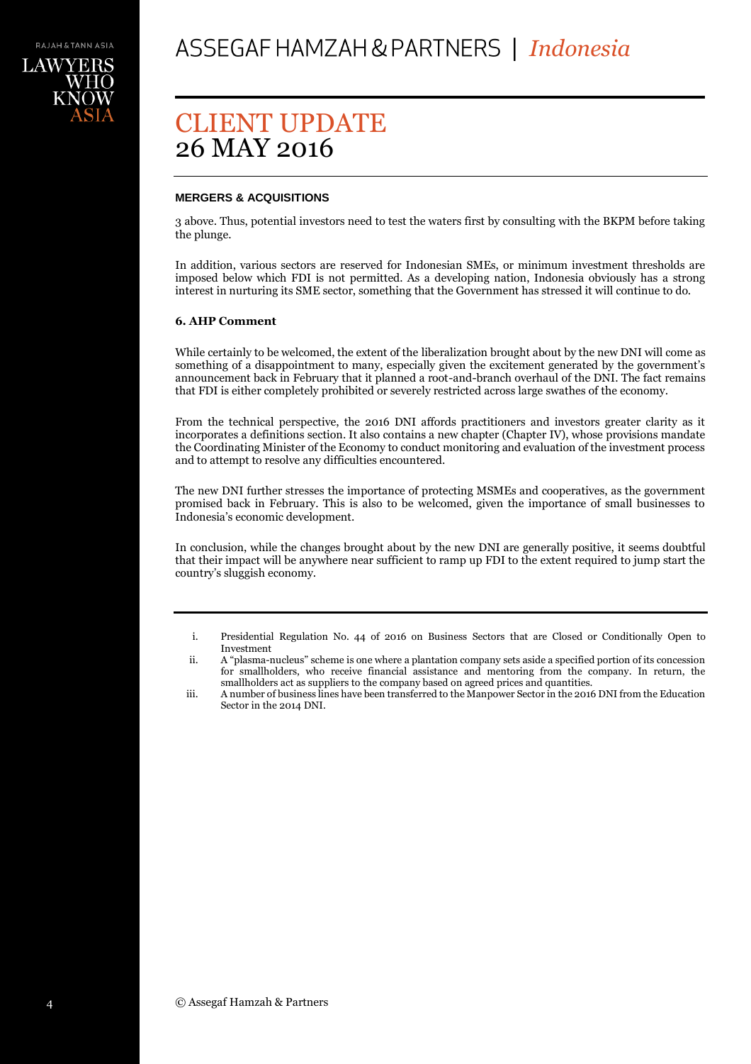**MERGERS & ACQUISITIONS**

3 above. Thus, potential investors need to test the waters first by consulting with the BKPM before taking the plunge.

In addition, various sectors are reserved for Indonesian SMEs, or minimum investment thresholds are imposed below which FDI is not permitted. As a developing nation, Indonesia obviously has a strong interest in nurturing its SME sector, something that the Government has stressed it will continue to do.

**6. AHP Comment**

While certainly to be welcomed, the extent of the liberalization brought about by the new DNI will come as something of a disappointment to many, especially given the excitement generated by the government's announcement back in February that it planned a root-and-branch overhaul of the DNI. The fact remains that FDI is either completely prohibited or severely restricted across large swathes of the economy.

From the technical perspective, the 2016 DNI affords practitioners and investors greater clarity as it incorporates a definitions section. It also contains a new chapter (Chapter IV), whose provisions mandate the Coordinating Minister of the Economy to conduct monitoring and evaluation of the investment process and to attempt to resolve any difficulties encountered.

The new DNI further stresses the importance of protecting MSMEs and cooperatives, as the government promised back in February. This is also to be welcomed, given the importance of small businesses to Indonesia's economic development.

In conclusion, while the changes brought about by the new DNI are generally positive, it seems doubtful that their impact will be anywhere near sufficient to ramp up FDI to the extent required to jump start the country's sluggish economy.

---

i. Presidential Regulation No. 44 of 2016 on Business Sectors that are Closed or Conditionally Open to Investment

ii. A "plasma-nucleus" scheme is one where a plantation company sets aside a specified portion of its concession for smallholders, who receive financial assistance and mentoring from the company. In return, the smallholders act as suppliers to the company based on agreed prices and quantities.

iii. A number of business lines have been transferred to the Manpower Sector in the 2016 DNI from the Education Sector in the 2014 DNI.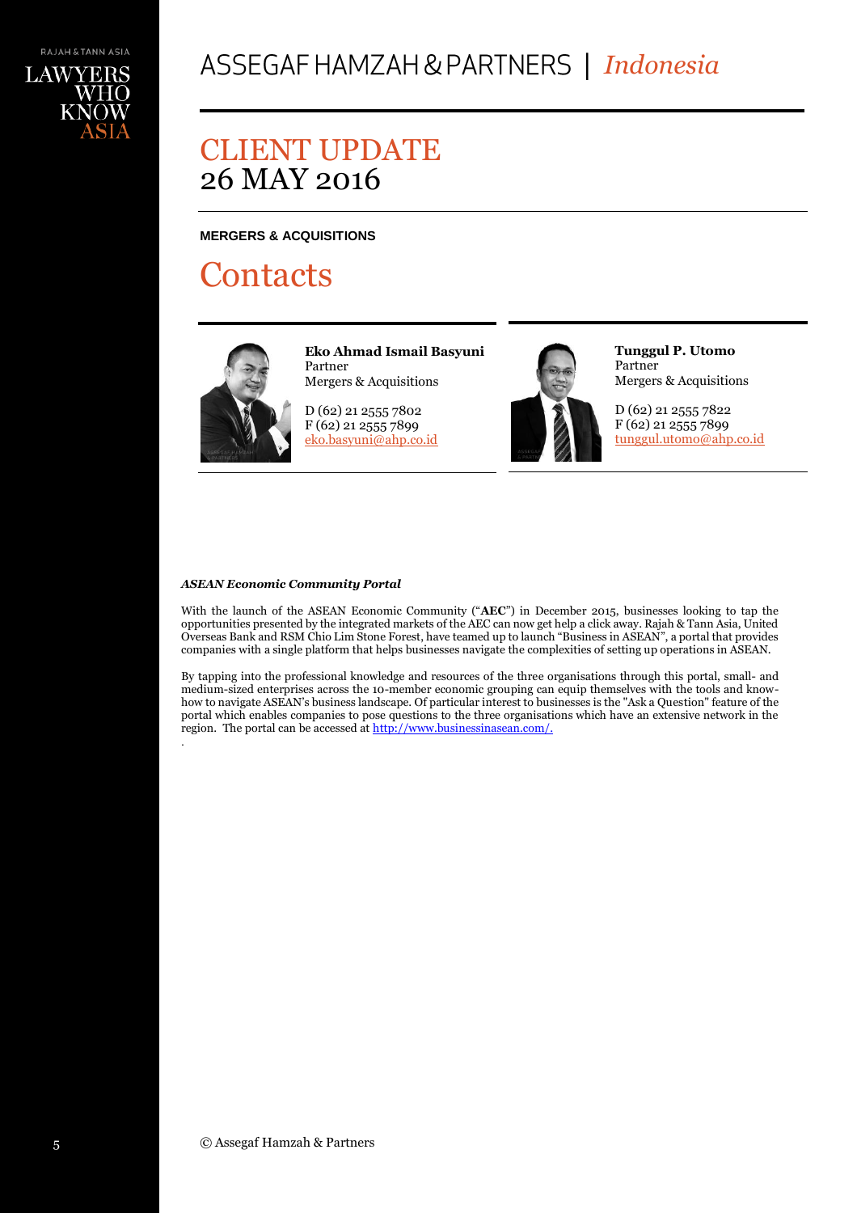# ASSEGAF HAMZAH & PARTNERS | *Indonesia*

## CLIENT UPDATE
## 26 MAY 2016

**MERGERS & ACQUISITIONS**

# Contacts

**Eko Ahmad Ismail Basyuni**
Partner
Mergers & Acquisitions

D (62) 21 2555 7802
F (62) 21 2555 7899
eko.basyuni@ahp.co.id

**Tunggul P. Utomo**
Partner
Mergers & Acquisitions

D (62) 21 2555 7822
F (62) 21 2555 7899
tunggul.utomo@ahp.co.id

***ASEAN Economic Community Portal***

With the launch of the ASEAN Economic Community ("**AEC**") in December 2015, businesses looking to tap the opportunities presented by the integrated markets of the AEC can now get help a click away. Rajah & Tann Asia, United Overseas Bank and RSM Chio Lim Stone Forest, have teamed up to launch "Business in ASEAN", a portal that provides companies with a single platform that helps businesses navigate the complexities of setting up operations in ASEAN.

By tapping into the professional knowledge and resources of the three organisations through this portal, small- and medium-sized enterprises across the 10-member economic grouping can equip themselves with the tools and know-how to navigate ASEAN's business landscape. Of particular interest to businesses is the "Ask a Question" feature of the portal which enables companies to pose questions to the three organisations which have an extensive network in the region. The portal can be accessed at http://www.businessinasean.com/.

© Assegaf Hamzah & Partners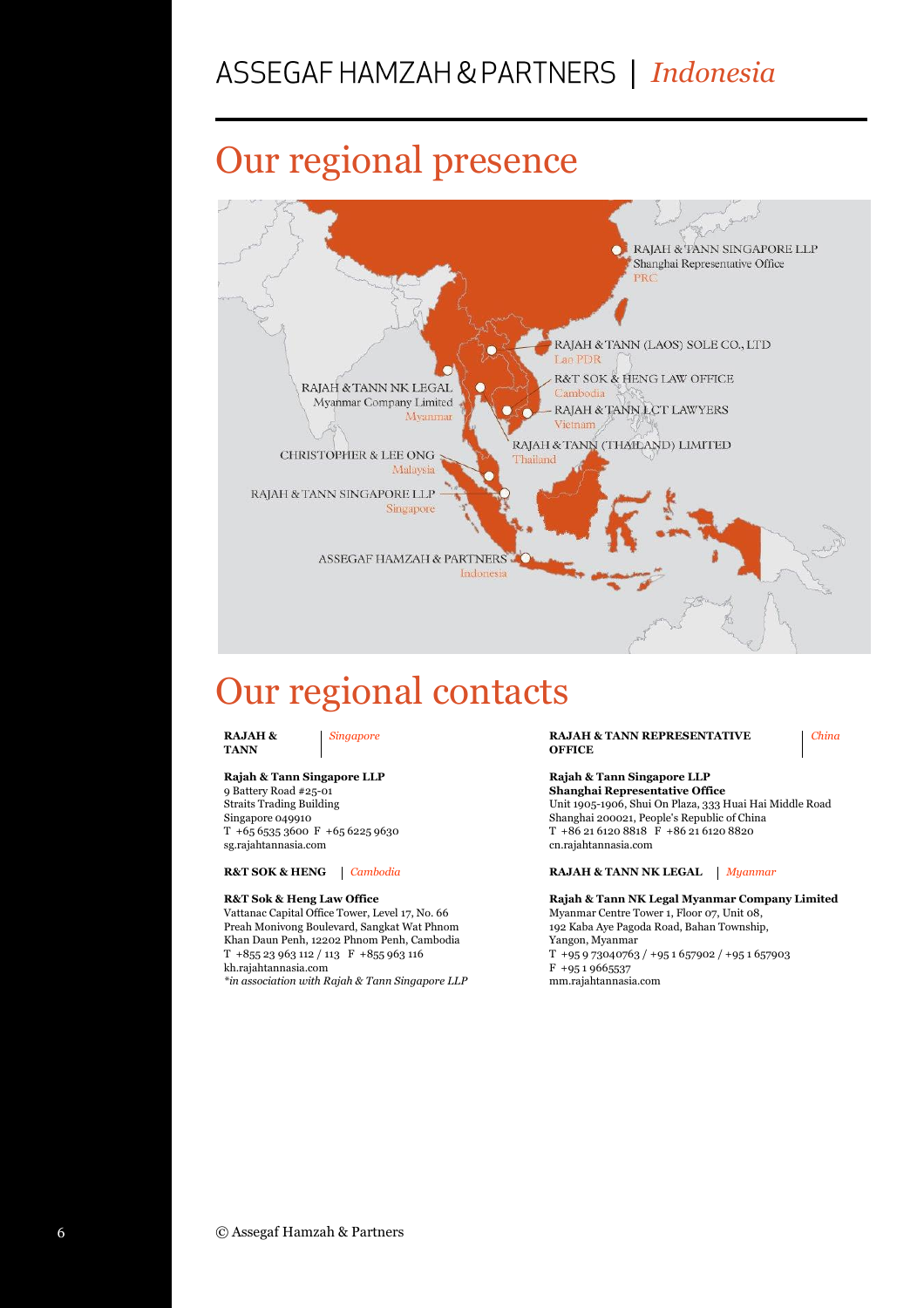# Our regional presence

RAJAH & TANN SINGAPORE LLP
Shanghai Representative Office
PRC

RAJAH & TANN (LAOS) SOLE CO., LTD
Lao PDR

R&T SOK & HENG LAW OFFICE
Cambodia

RAJAH & TANN NK LEGAL
Myanmar Company Limited
Myanmar

RAJAH & TANN LCT LAWYERS
Vietnam

RAJAH & TANN (THAILAND) LIMITED
Thailand

CHRISTOPHER & LEE ONG
Malaysia

RAJAH & TANN SINGAPORE LLP
Singapore

ASSEGAF HAMZAH & PARTNERS
Indonesia

# Our regional contacts

**RAJAH & TANN** | *Singapore*

**Rajah & Tann Singapore LLP**
9 Battery Road #25-01
Straits Trading Building
Singapore 049910
T +65 6535 3600 F +65 6225 9630
sg.rajahtannasia.com

**R&T SOK & HENG** | *Cambodia*

**R&T Sok & Heng Law Office**
Vattanac Capital Office Tower, Level 17, No. 66
Preah Monivong Boulevard, Sangkat Wat Phnom
Khan Daun Penh, 12202 Phnom Penh, Cambodia
T +855 23 963 112 / 113 F +855 963 116
kh.rajahtannasia.com
*\*in association with Rajah & Tann Singapore LLP*

**RAJAH & TANN REPRESENTATIVE OFFICE** | *China*

**Rajah & Tann Singapore LLP**
**Shanghai Representative Office**
Unit 1905-1906, Shui On Plaza, 333 Huai Hai Middle Road
Shanghai 200021, People's Republic of China
T +86 21 6120 8818 F +86 21 6120 8820
cn.rajahtannasia.com

**RAJAH & TANN NK LEGAL** | *Myanmar*

**Rajah & Tann NK Legal Myanmar Company Limited**
Myanmar Centre Tower 1, Floor 07, Unit 08,
192 Kaba Aye Pagoda Road, Bahan Township,
Yangon, Myanmar
T +95 9 73040763 / +95 1 657902 / +95 1 657903
F +95 1 9665537
mm.rajahtannasia.com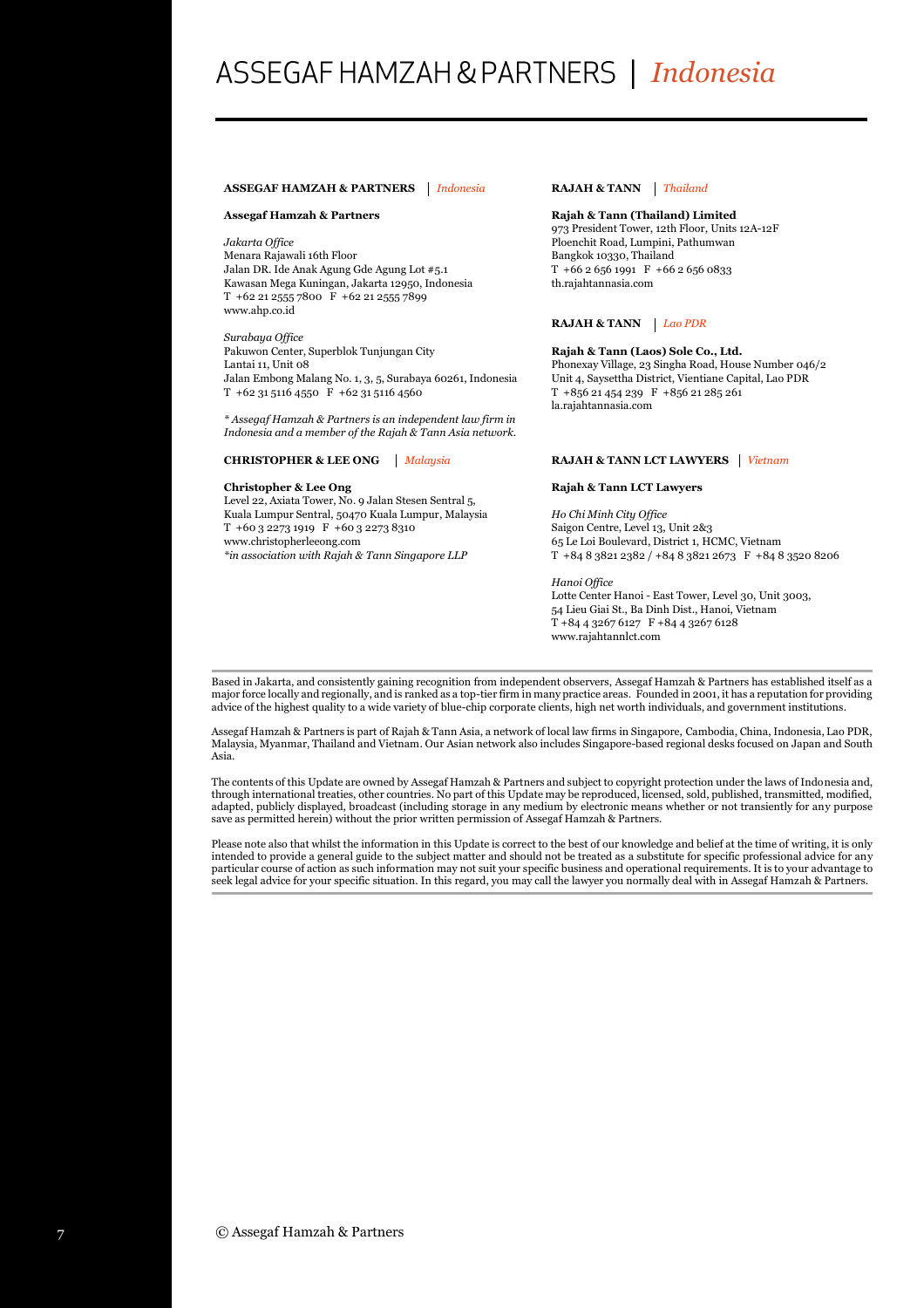# ASSEGAF HAMZAH & PARTNERS | *Indonesia*

**ASSEGAF HAMZAH & PARTNERS** | *Indonesia*

**Assegaf Hamzah & Partners**

*Jakarta Office*
Menara Rajawali 16th Floor
Jalan DR. Ide Anak Agung Gde Agung Lot #5.1
Kawasan Mega Kuningan, Jakarta 12950, Indonesia
T +62 21 2555 7800 F +62 21 2555 7899
www.ahp.co.id

*Surabaya Office*
Pakuwon Center, Superblok Tunjungan City
Lantai 11, Unit 08
Jalan Embong Malang No. 1, 3, 5, Surabaya 60261, Indonesia
T +62 31 5116 4550 F +62 31 5116 4560

*\* Assegaf Hamzah & Partners is an independent law firm in Indonesia and a member of the Rajah & Tann Asia network.*

**CHRISTOPHER & LEE ONG** | *Malaysia*

**Christopher & Lee Ong**
Level 22, Axiata Tower, No. 9 Jalan Stesen Sentral 5,
Kuala Lumpur Sentral, 50470 Kuala Lumpur, Malaysia
T +60 3 2273 1919 F +60 3 2273 8310
www.christopherleeong.com
*\*in association with Rajah & Tann Singapore LLP*

**RAJAH & TANN** | *Thailand*

**Rajah & Tann (Thailand) Limited**
973 President Tower, 12th Floor, Units 12A-12F
Ploenchit Road, Lumpini, Pathumwan
Bangkok 10330, Thailand
T +66 2 656 1991 F +66 2 656 0833
th.rajahtannasia.com

**RAJAH & TANN** | *Lao PDR*

**Rajah & Tann (Laos) Sole Co., Ltd.**
Phonexay Village, 23 Singha Road, House Number 046/2
Unit 4, Saysettha District, Vientiane Capital, Lao PDR
T +856 21 454 239 F +856 21 285 261
la.rajahtannasia.com

**RAJAH & TANN LCT LAWYERS** | *Vietnam*

**Rajah & Tann LCT Lawyers**

*Ho Chi Minh City Office*
Saigon Centre, Level 13, Unit 2&3
65 Le Loi Boulevard, District 1, HCMC, Vietnam
T +84 8 3821 2382 / +84 8 3821 2673 F +84 8 3520 8206

*Hanoi Office*
Lotte Center Hanoi - East Tower, Level 30, Unit 3003,
54 Lieu Giai St., Ba Dinh Dist., Hanoi, Vietnam
T +84 4 3267 6127 F +84 4 3267 6128
www.rajahtannlct.com

---

Based in Jakarta, and consistently gaining recognition from independent observers, Assegaf Hamzah & Partners has established itself as a major force locally and regionally, and is ranked as a top-tier firm in many practice areas. Founded in 2001, it has a reputation for providing advice of the highest quality to a wide variety of blue-chip corporate clients, high net worth individuals, and government institutions.

Assegaf Hamzah & Partners is part of Rajah & Tann Asia, a network of local law firms in Singapore, Cambodia, China, Indonesia, Lao PDR, Malaysia, Myanmar, Thailand and Vietnam. Our Asian network also includes Singapore-based regional desks focused on Japan and South Asia.

The contents of this Update are owned by Assegaf Hamzah & Partners and subject to copyright protection under the laws of Indonesia and, through international treaties, other countries. No part of this Update may be reproduced, licensed, sold, published, transmitted, modified, adapted, publicly displayed, broadcast (including storage in any medium by electronic means whether or not transiently for any purpose save as permitted herein) without the prior written permission of Assegaf Hamzah & Partners.

Please note also that whilst the information in this Update is correct to the best of our knowledge and belief at the time of writing, it is only intended to provide a general guide to the subject matter and should not be treated as a substitute for specific professional advice for any particular course of action as such information may not suit your specific business and operational requirements. It is to your advantage to seek legal advice for your specific situation. In this regard, you may call the lawyer you normally deal with in Assegaf Hamzah & Partners.

---

© Assegaf Hamzah & Partners